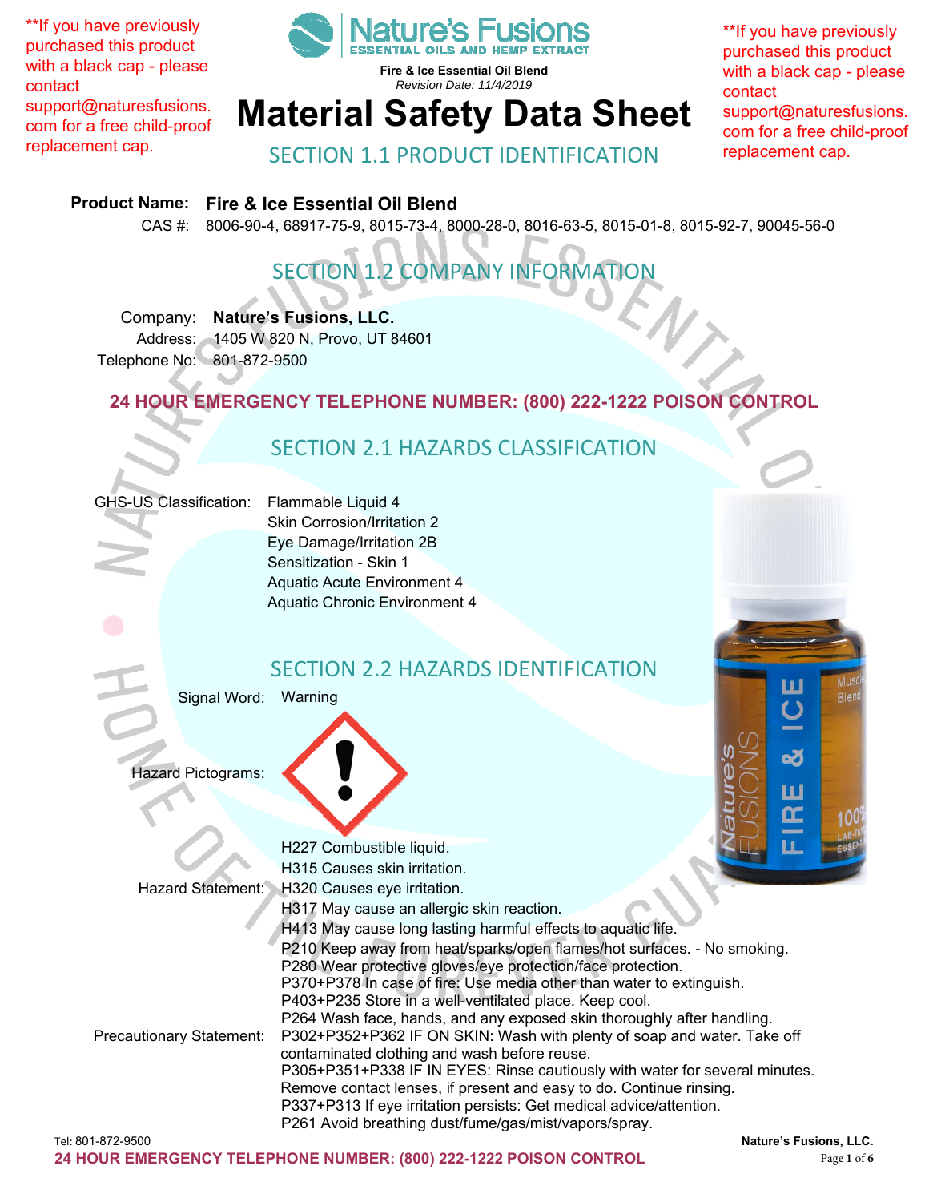**If you have previously purchased this product with a black cap - please contact support@naturesfusions.com for a free child-proof replacement cap.

Nature's Fusions
ESSENTIAL OILS AND HEMP EXTRACT

**Fire & Ice Essential Oil Blend**
*Revision Date: 11/4/2019*

# Material Safety Data Sheet

**If you have previously purchased this product with a black cap - please contact support@naturesfusions.com for a free child-proof replacement cap.

## SECTION 1.1 PRODUCT IDENTIFICATION

**Product Name: Fire & Ice Essential Oil Blend**
CAS #: 8006-90-4, 68917-75-9, 8015-73-4, 8000-28-0, 8016-63-5, 8015-01-8, 8015-92-7, 90045-56-0

## SECTION 1.2 COMPANY INFORMATION

Company: **Nature's Fusions, LLC.**
Address: 1405 W 820 N, Provo, UT 84601
Telephone No: 801-872-9500

**24 HOUR EMERGENCY TELEPHONE NUMBER: (800) 222-1222 POISON CONTROL**

## SECTION 2.1 HAZARDS CLASSIFICATION

GHS-US Classification:
- Flammable Liquid 4
- Skin Corrosion/Irritation 2
- Eye Damage/Irritation 2B
- Sensitization - Skin 1
- Aquatic Acute Environment 4
- Aquatic Chronic Environment 4

## SECTION 2.2 HAZARDS IDENTIFICATION

Signal Word: Warning

Hazard Pictograms:

Hazard Statement:
- H227 Combustible liquid.
- H315 Causes skin irritation.
- H320 Causes eye irritation.
- H317 May cause an allergic skin reaction.
- H413 May cause long lasting harmful effects to aquatic life.

Precautionary Statement:
- P210 Keep away from heat/sparks/open flames/hot surfaces. - No smoking.
- P280 Wear protective gloves/eye protection/face protection.
- P370+P378 In case of fire: Use media other than water to extinguish.
- P403+P235 Store in a well-ventilated place. Keep cool.
- P264 Wash face, hands, and any exposed skin thoroughly after handling.
- P302+P352+P362 IF ON SKIN: Wash with plenty of soap and water. Take off contaminated clothing and wash before reuse.
- P305+P351+P338 IF IN EYES: Rinse cautiously with water for several minutes. Remove contact lenses, if present and easy to do. Continue rinsing.
- P337+P313 If eye irritation persists: Get medical advice/attention.
- P261 Avoid breathing dust/fume/gas/mist/vapors/spray.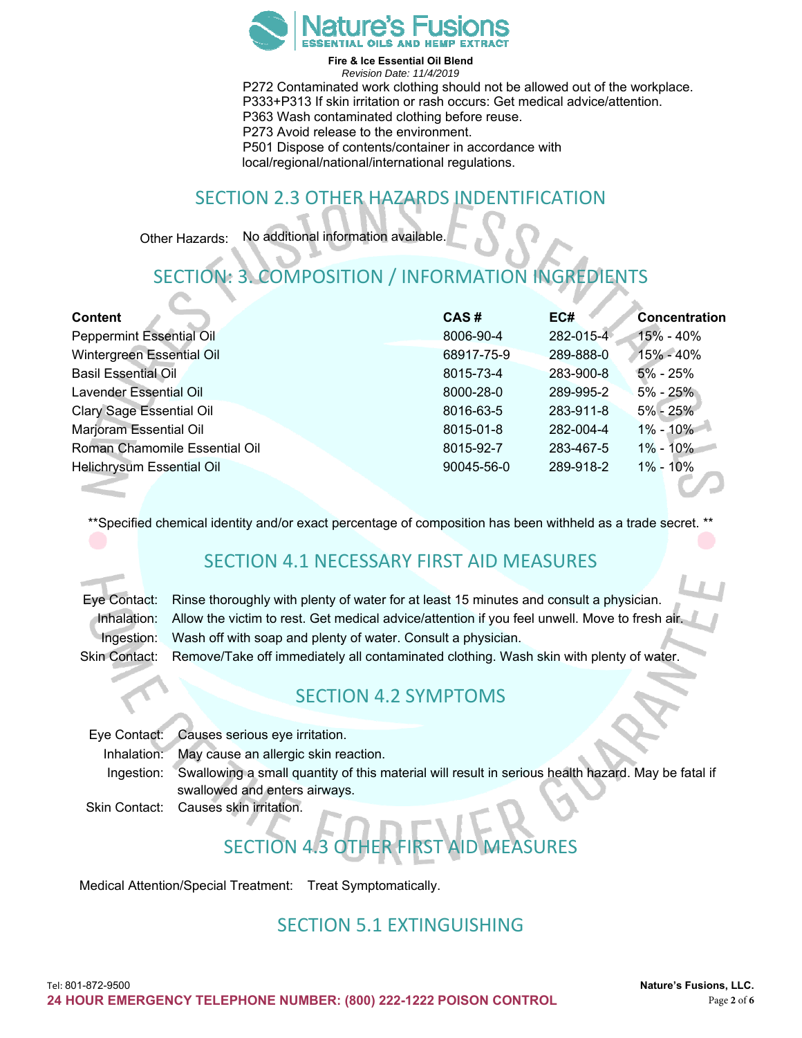P272 Contaminated work clothing should not be allowed out of the workplace.
P333+P313 If skin irritation or rash occurs: Get medical advice/attention.
P363 Wash contaminated clothing before reuse.
P273 Avoid release to the environment.
P501 Dispose of contents/container in accordance with local/regional/national/international regulations.

## SECTION 2.3 OTHER HAZARDS INDENTIFICATION

Other Hazards: No additional information available.

## SECTION: 3. COMPOSITION / INFORMATION INGREDIENTS

| Content | CAS # | EC# | Concentration |
|---|---|---|---|
| Peppermint Essential Oil | 8006-90-4 | 282-015-4 | 15% - 40% |
| Wintergreen Essential Oil | 68917-75-9 | 289-888-0 | 15% - 40% |
| Basil Essential Oil | 8015-73-4 | 283-900-8 | 5% - 25% |
| Lavender Essential Oil | 8000-28-0 | 289-995-2 | 5% - 25% |
| Clary Sage Essential Oil | 8016-63-5 | 283-911-8 | 5% - 25% |
| Marjoram Essential Oil | 8015-01-8 | 282-004-4 | 1% - 10% |
| Roman Chamomile Essential Oil | 8015-92-7 | 283-467-5 | 1% - 10% |
| Helichrysum Essential Oil | 90045-56-0 | 289-918-2 | 1% - 10% |

**Specified chemical identity and/or exact percentage of composition has been withheld as a trade secret. **

## SECTION 4.1 NECESSARY FIRST AID MEASURES

Eye Contact: Rinse thoroughly with plenty of water for at least 15 minutes and consult a physician.
Inhalation: Allow the victim to rest. Get medical advice/attention if you feel unwell. Move to fresh air.
Ingestion: Wash off with soap and plenty of water. Consult a physician.
Skin Contact: Remove/Take off immediately all contaminated clothing. Wash skin with plenty of water.

## SECTION 4.2 SYMPTOMS

Eye Contact: Causes serious eye irritation.
Inhalation: May cause an allergic skin reaction.
Ingestion: Swallowing a small quantity of this material will result in serious health hazard. May be fatal if swallowed and enters airways.
Skin Contact: Causes skin irritation.

## SECTION 4.3 OTHER FIRST AID MEASURES

Medical Attention/Special Treatment: Treat Symptomatically.

## SECTION 5.1 EXTINGUISHING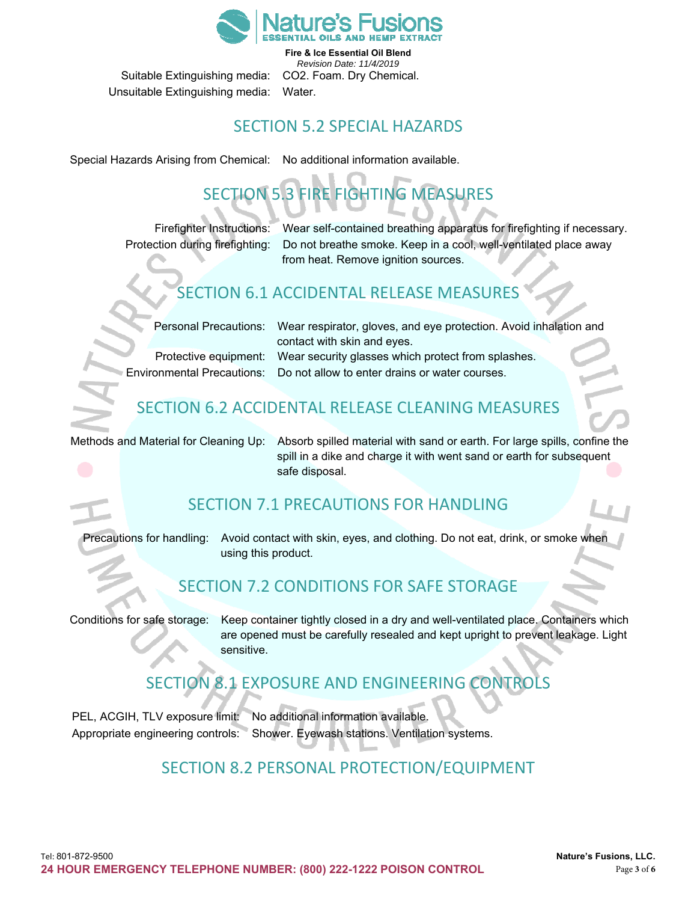Suitable Extinguishing media: $CO_2$. Foam. Dry Chemical.
Unsuitable Extinguishing media: Water.

## SECTION 5.2 SPECIAL HAZARDS

Special Hazards Arising from Chemical: No additional information available.

## SECTION 5.3 FIRE FIGHTING MEASURES

Firefighter Instructions: Wear self-contained breathing apparatus for firefighting if necessary.
Protection during firefighting: Do not breathe smoke. Keep in a cool, well-ventilated place away from heat. Remove ignition sources.

## SECTION 6.1 ACCIDENTAL RELEASE MEASURES

Personal Precautions: Wear respirator, gloves, and eye protection. Avoid inhalation and contact with skin and eyes.
Protective equipment: Wear security glasses which protect from splashes.
Environmental Precautions: Do not allow to enter drains or water courses.

## SECTION 6.2 ACCIDENTAL RELEASE CLEANING MEASURES

Methods and Material for Cleaning Up: Absorb spilled material with sand or earth. For large spills, confine the spill in a dike and charge it with went sand or earth for subsequent safe disposal.

## SECTION 7.1 PRECAUTIONS FOR HANDLING

Precautions for handling: Avoid contact with skin, eyes, and clothing. Do not eat, drink, or smoke when using this product.

## SECTION 7.2 CONDITIONS FOR SAFE STORAGE

Conditions for safe storage: Keep container tightly closed in a dry and well-ventilated place. Containers which are opened must be carefully resealed and kept upright to prevent leakage. Light sensitive.

## SECTION 8.1 EXPOSURE AND ENGINEERING CONTROLS

PEL, ACGIH, TLV exposure limit: No additional information available.
Appropriate engineering controls: Shower. Eyewash stations. Ventilation systems.

## SECTION 8.2 PERSONAL PROTECTION/EQUIPMENT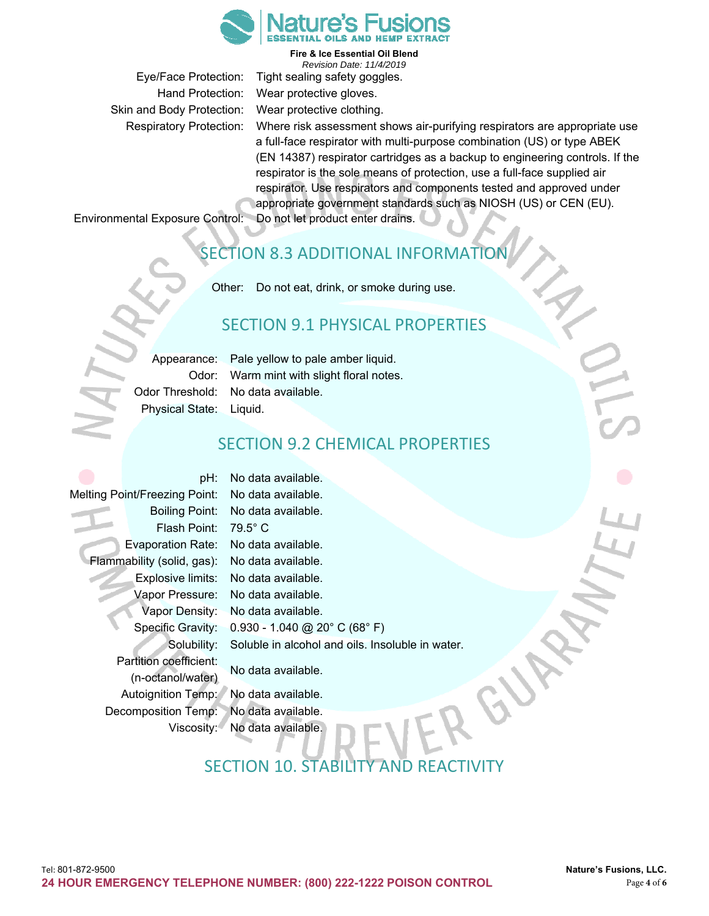| | |
|---|---|
| Eye/Face Protection: | Tight sealing safety goggles. |
| Hand Protection: | Wear protective gloves. |
| Skin and Body Protection: | Wear protective clothing. |
| Respiratory Protection: | Where risk assessment shows air-purifying respirators are appropriate use a full-face respirator with multi-purpose combination (US) or type ABEK (EN 14387) respirator cartridges as a backup to engineering controls. If the respirator is the sole means of protection, use a full-face supplied air respirator. Use respirators and components tested and approved under appropriate government standards such as NIOSH (US) or CEN (EU). |
| Environmental Exposure Control: | Do not let product enter drains. |

## SECTION 8.3 ADDITIONAL INFORMATION

| | |
|---|---|
| Other: | Do not eat, drink, or smoke during use. |

## SECTION 9.1 PHYSICAL PROPERTIES

| | |
|---|---|
| Appearance: | Pale yellow to pale amber liquid. |
| Odor: | Warm mint with slight floral notes. |
| Odor Threshold: | No data available. |
| Physical State: | Liquid. |

## SECTION 9.2 CHEMICAL PROPERTIES

| | |
|---|---|
| pH: | No data available. |
| Melting Point/Freezing Point: | No data available. |
| Boiling Point: | No data available. |
| Flash Point: | 79.5° C |
| Evaporation Rate: | No data available. |
| Flammability (solid, gas): | No data available. |
| Explosive limits: | No data available. |
| Vapor Pressure: | No data available. |
| Vapor Density: | No data available. |
| Specific Gravity: | 0.930 - 1.040 @ 20° C (68° F) |
| Solubility: | Soluble in alcohol and oils. Insoluble in water. |
| Partition coefficient: (n-octanol/water) | No data available. |
| Autoignition Temp: | No data available. |
| Decomposition Temp: | No data available. |
| Viscosity: | No data available. |

## SECTION 10. STABILITY AND REACTIVITY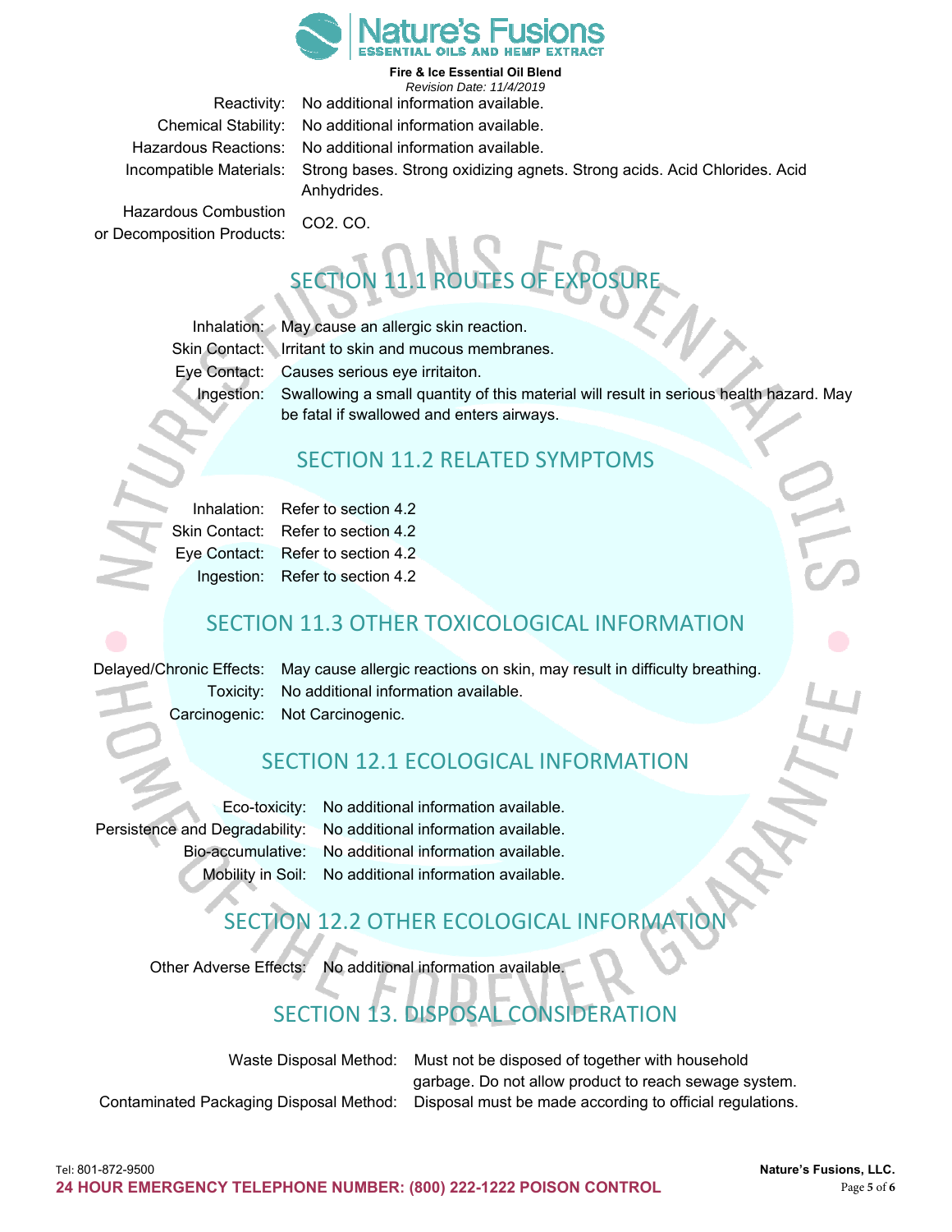Reactivity: No additional information available.

Chemical Stability: No additional information available.

Hazardous Reactions: No additional information available.

Incompatible Materials: Strong bases. Strong oxidizing agnets. Strong acids. Acid Chlorides. Acid Anhydrides.

Hazardous Combustion or Decomposition Products: $CO_2$. CO.

## SECTION 11.1 ROUTES OF EXPOSURE

Inhalation: May cause an allergic skin reaction.

Skin Contact: Irritant to skin and mucous membranes.

Eye Contact: Causes serious eye irritaiton.

Ingestion: Swallowing a small quantity of this material will result in serious health hazard. May be fatal if swallowed and enters airways.

## SECTION 11.2 RELATED SYMPTOMS

Inhalation: Refer to section 4.2

Skin Contact: Refer to section 4.2

Eye Contact: Refer to section 4.2

Ingestion: Refer to section 4.2

## SECTION 11.3 OTHER TOXICOLOGICAL INFORMATION

Delayed/Chronic Effects: May cause allergic reactions on skin, may result in difficulty breathing.

Toxicity: No additional information available.

Carcinogenic: Not Carcinogenic.

## SECTION 12.1 ECOLOGICAL INFORMATION

Eco-toxicity: No additional information available.

Persistence and Degradability: No additional information available.

Bio-accumulative: No additional information available.

Mobility in Soil: No additional information available.

## SECTION 12.2 OTHER ECOLOGICAL INFORMATION

Other Adverse Effects: No additional information available.

## SECTION 13. DISPOSAL CONSIDERATION

Waste Disposal Method: Must not be disposed of together with household garbage. Do not allow product to reach sewage system.

Contaminated Packaging Disposal Method: Disposal must be made according to official regulations.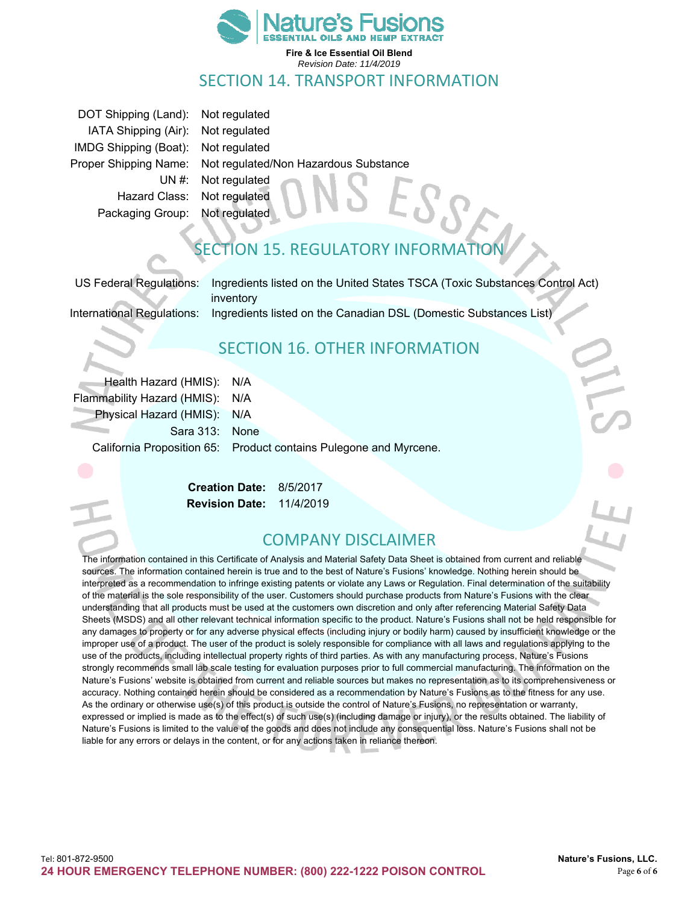## SECTION 14. TRANSPORT INFORMATION

| | |
|---|---|
| DOT Shipping (Land): | Not regulated |
| IATA Shipping (Air): | Not regulated |
| IMDG Shipping (Boat): | Not regulated |
| Proper Shipping Name: | Not regulated/Non Hazardous Substance |
| UN #: | Not regulated |
| Hazard Class: | Not regulated |
| Packaging Group: | Not regulated |

## SECTION 15. REGULATORY INFORMATION

| | |
|---|---|
| US Federal Regulations: | Ingredients listed on the United States TSCA (Toxic Substances Control Act) inventory |
| International Regulations: | Ingredients listed on the Canadian DSL (Domestic Substances List) |

## SECTION 16. OTHER INFORMATION

| | |
|---|---|
| Health Hazard (HMIS): | N/A |
| Flammability Hazard (HMIS): | N/A |
| Physical Hazard (HMIS): | N/A |
| Sara 313: | None |
| California Proposition 65: | Product contains Pulegone and Myrcene. |

**Creation Date:** 8/5/2017
**Revision Date:** 11/4/2019

## COMPANY DISCLAIMER

The information contained in this Certificate of Analysis and Material Safety Data Sheet is obtained from current and reliable sources. The information contained herein is true and to the best of Nature's Fusions' knowledge. Nothing herein should be interpreted as a recommendation to infringe existing patents or violate any Laws or Regulation. Final determination of the suitability of the material is the sole responsibility of the user. Customers should purchase products from Nature's Fusions with the clear understanding that all products must be used at the customers own discretion and only after referencing Material Safety Data Sheets (MSDS) and all other relevant technical information specific to the product. Nature's Fusions shall not be held responsible for any damages to property or for any adverse physical effects (including injury or bodily harm) caused by insufficient knowledge or the improper use of a product. The user of the product is solely responsible for compliance with all laws and regulations applying to the use of the products, including intellectual property rights of third parties. As with any manufacturing process, Nature's Fusions strongly recommends small lab scale testing for evaluation purposes prior to full commercial manufacturing. The information on the Nature's Fusions' website is obtained from current and reliable sources but makes no representation as to its comprehensiveness or accuracy. Nothing contained herein should be considered as a recommendation by Nature's Fusions as to the fitness for any use. As the ordinary or otherwise use(s) of this product is outside the control of Nature's Fusions, no representation or warranty, expressed or implied is made as to the effect(s) of such use(s) (including damage or injury), or the results obtained. The liability of Nature's Fusions is limited to the value of the goods and does not include any consequential loss. Nature's Fusions shall not be liable for any errors or delays in the content, or for any actions taken in reliance thereon.